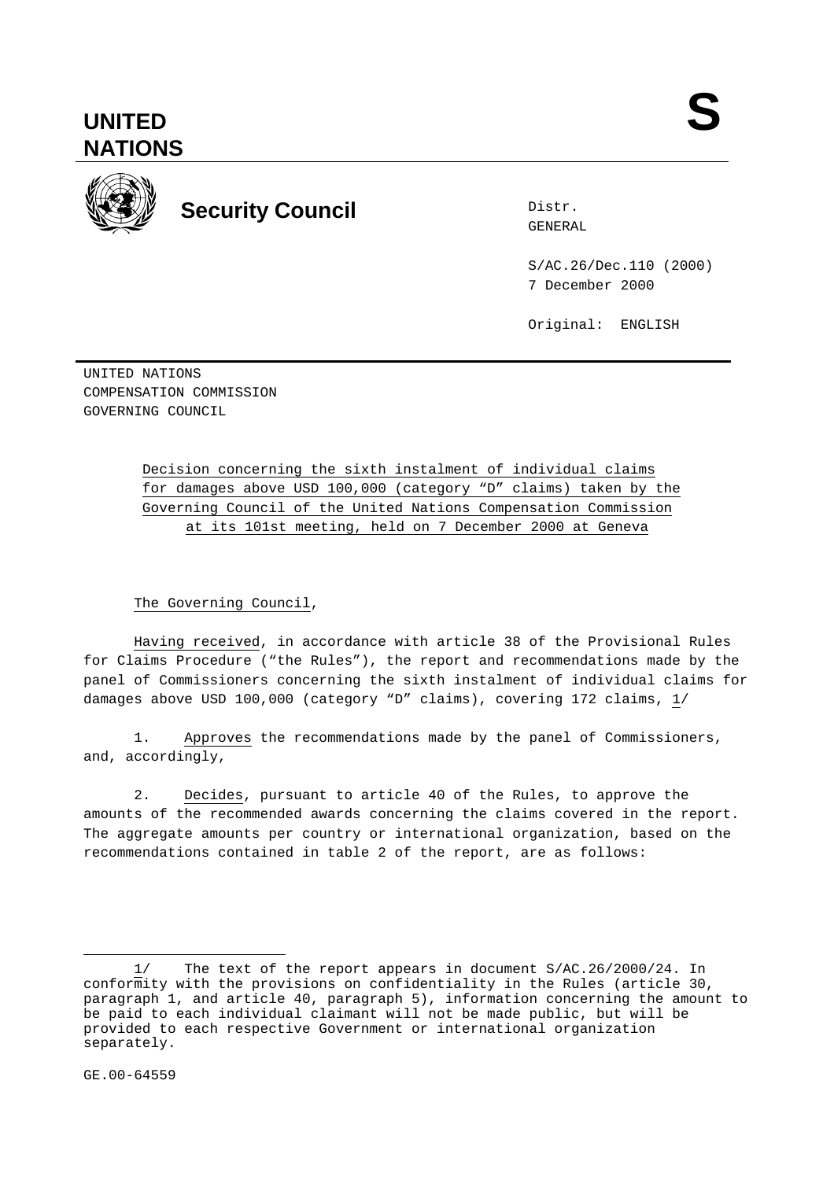**UNITED NATIONS**

**S**

**Security Council**

Distr.
GENERAL

S/AC.26/Dec.110 (2000)
7 December 2000

Original: ENGLISH

UNITED NATIONS
COMPENSATION COMMISSION
GOVERNING COUNCIL

Decision concerning the sixth instalment of individual claims for damages above USD 100,000 (category "D" claims) taken by the Governing Council of the United Nations Compensation Commission at its 101st meeting, held on 7 December 2000 at Geneva

The Governing Council,

Having received, in accordance with article 38 of the Provisional Rules for Claims Procedure ("the Rules"), the report and recommendations made by the panel of Commissioners concerning the sixth instalment of individual claims for damages above USD 100,000 (category "D" claims), covering 172 claims, 1/

1. Approves the recommendations made by the panel of Commissioners, and, accordingly,

2. Decides, pursuant to article 40 of the Rules, to approve the amounts of the recommended awards concerning the claims covered in the report. The aggregate amounts per country or international organization, based on the recommendations contained in table 2 of the report, are as follows:

---

1/ The text of the report appears in document S/AC.26/2000/24. In conformity with the provisions on confidentiality in the Rules (article 30, paragraph 1, and article 40, paragraph 5), information concerning the amount to be paid to each individual claimant will not be made public, but will be provided to each respective Government or international organization separately.

GE.00-64559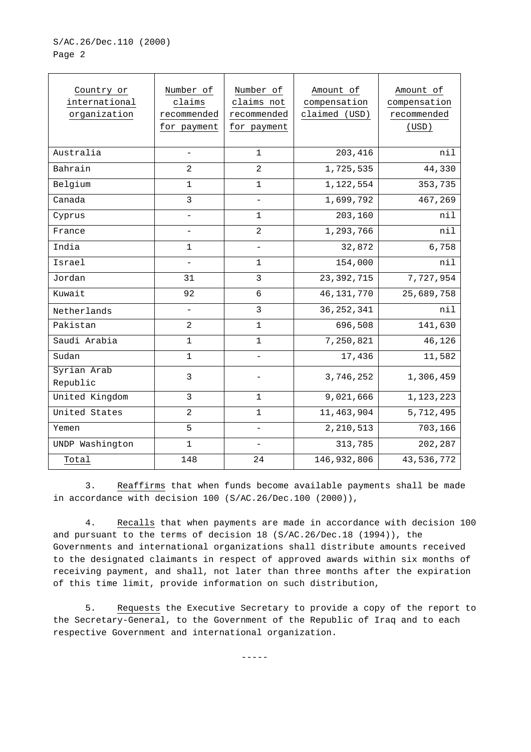| Country or international organization | Number of claims recommended for payment | Number of claims not recommended for payment | Amount of compensation claimed (USD) | Amount of compensation recommended (USD) |
|---|---|---|---|---|
| Australia | - | 1 | 203,416 | nil |
| Bahrain | 2 | 2 | 1,725,535 | 44,330 |
| Belgium | 1 | 1 | 1,122,554 | 353,735 |
| Canada | 3 | - | 1,699,792 | 467,269 |
| Cyprus | - | 1 | 203,160 | nil |
| France | - | 2 | 1,293,766 | nil |
| India | 1 | - | 32,872 | 6,758 |
| Israel | - | 1 | 154,000 | nil |
| Jordan | 31 | 3 | 23,392,715 | 7,727,954 |
| Kuwait | 92 | 6 | 46,131,770 | 25,689,758 |
| Netherlands | - | 3 | 36,252,341 | nil |
| Pakistan | 2 | 1 | 696,508 | 141,630 |
| Saudi Arabia | 1 | 1 | 7,250,821 | 46,126 |
| Sudan | 1 | - | 17,436 | 11,582 |
| Syrian Arab Republic | 3 | - | 3,746,252 | 1,306,459 |
| United Kingdom | 3 | 1 | 9,021,666 | 1,123,223 |
| United States | 2 | 1 | 11,463,904 | 5,712,495 |
| Yemen | 5 | - | 2,210,513 | 703,166 |
| UNDP Washington | 1 | - | 313,785 | 202,287 |
| Total | 148 | 24 | 146,932,806 | 43,536,772 |

3. Reaffirms that when funds become available payments shall be made in accordance with decision 100 (S/AC.26/Dec.100 (2000)),

4. Recalls that when payments are made in accordance with decision 100 and pursuant to the terms of decision 18 (S/AC.26/Dec.18 (1994)), the Governments and international organizations shall distribute amounts received to the designated claimants in respect of approved awards within six months of receiving payment, and shall, not later than three months after the expiration of this time limit, provide information on such distribution,

5. Requests the Executive Secretary to provide a copy of the report to the Secretary-General, to the Government of the Republic of Iraq and to each respective Government and international organization.

-----